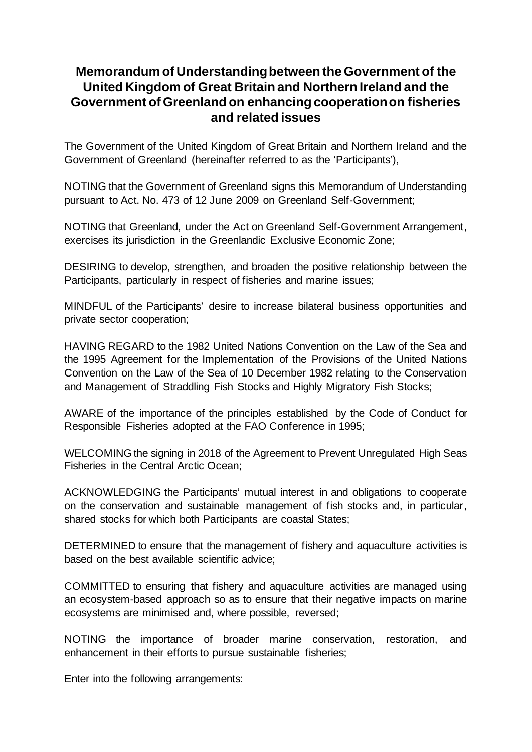# Memorandum of Understanding between the Government of the United Kingdom of Great Britain and Northern Ireland and the Government of Greenland on enhancing cooperation on fisheries and related issues

The Government of the United Kingdom of Great Britain and Northern Ireland and the Government of Greenland (hereinafter referred to as the 'Participants'),

NOTING that the Government of Greenland signs this Memorandum of Understanding pursuant to Act. No. 473 of 12 June 2009 on Greenland Self-Government;

NOTING that Greenland, under the Act on Greenland Self-Government Arrangement, exercises its jurisdiction in the Greenlandic Exclusive Economic Zone;

DESIRING to develop, strengthen, and broaden the positive relationship between the Participants, particularly in respect of fisheries and marine issues;

MINDFUL of the Participants' desire to increase bilateral business opportunities and private sector cooperation;

HAVING REGARD to the 1982 United Nations Convention on the Law of the Sea and the 1995 Agreement for the Implementation of the Provisions of the United Nations Convention on the Law of the Sea of 10 December 1982 relating to the Conservation and Management of Straddling Fish Stocks and Highly Migratory Fish Stocks;

AWARE of the importance of the principles established by the Code of Conduct for Responsible Fisheries adopted at the FAO Conference in 1995;

WELCOMING the signing in 2018 of the Agreement to Prevent Unregulated High Seas Fisheries in the Central Arctic Ocean;

ACKNOWLEDGING the Participants' mutual interest in and obligations to cooperate on the conservation and sustainable management of fish stocks and, in particular, shared stocks for which both Participants are coastal States;

DETERMINED to ensure that the management of fishery and aquaculture activities is based on the best available scientific advice;

COMMITTED to ensuring that fishery and aquaculture activities are managed using an ecosystem-based approach so as to ensure that their negative impacts on marine ecosystems are minimised and, where possible, reversed;

NOTING the importance of broader marine conservation, restoration, and enhancement in their efforts to pursue sustainable fisheries;

Enter into the following arrangements: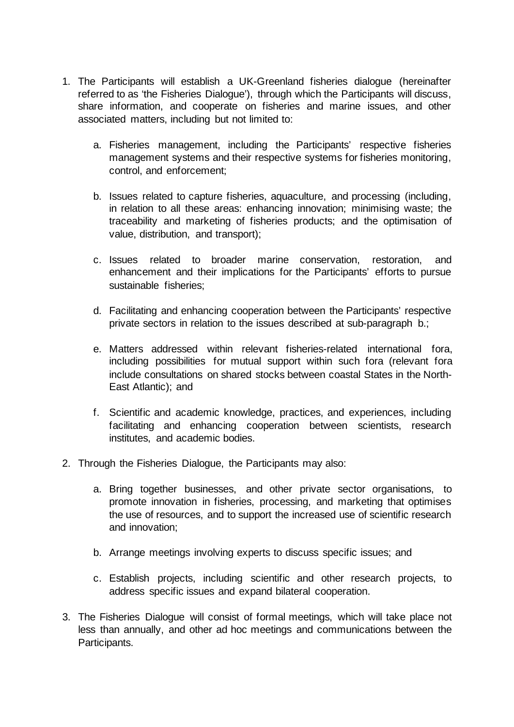1. The Participants will establish a UK-Greenland fisheries dialogue (hereinafter referred to as 'the Fisheries Dialogue'), through which the Participants will discuss, share information, and cooperate on fisheries and marine issues, and other associated matters, including but not limited to:

    a. Fisheries management, including the Participants' respective fisheries management systems and their respective systems for fisheries monitoring, control, and enforcement;

    b. Issues related to capture fisheries, aquaculture, and processing (including, in relation to all these areas: enhancing innovation; minimising waste; the traceability and marketing of fisheries products; and the optimisation of value, distribution, and transport);

    c. Issues related to broader marine conservation, restoration, and enhancement and their implications for the Participants' efforts to pursue sustainable fisheries;

    d. Facilitating and enhancing cooperation between the Participants' respective private sectors in relation to the issues described at sub-paragraph b.;

    e. Matters addressed within relevant fisheries-related international fora, including possibilities for mutual support within such fora (relevant fora include consultations on shared stocks between coastal States in the North-East Atlantic); and

    f. Scientific and academic knowledge, practices, and experiences, including facilitating and enhancing cooperation between scientists, research institutes, and academic bodies.

2. Through the Fisheries Dialogue, the Participants may also:

    a. Bring together businesses, and other private sector organisations, to promote innovation in fisheries, processing, and marketing that optimises the use of resources, and to support the increased use of scientific research and innovation;

    b. Arrange meetings involving experts to discuss specific issues; and

    c. Establish projects, including scientific and other research projects, to address specific issues and expand bilateral cooperation.

3. The Fisheries Dialogue will consist of formal meetings, which will take place not less than annually, and other ad hoc meetings and communications between the Participants.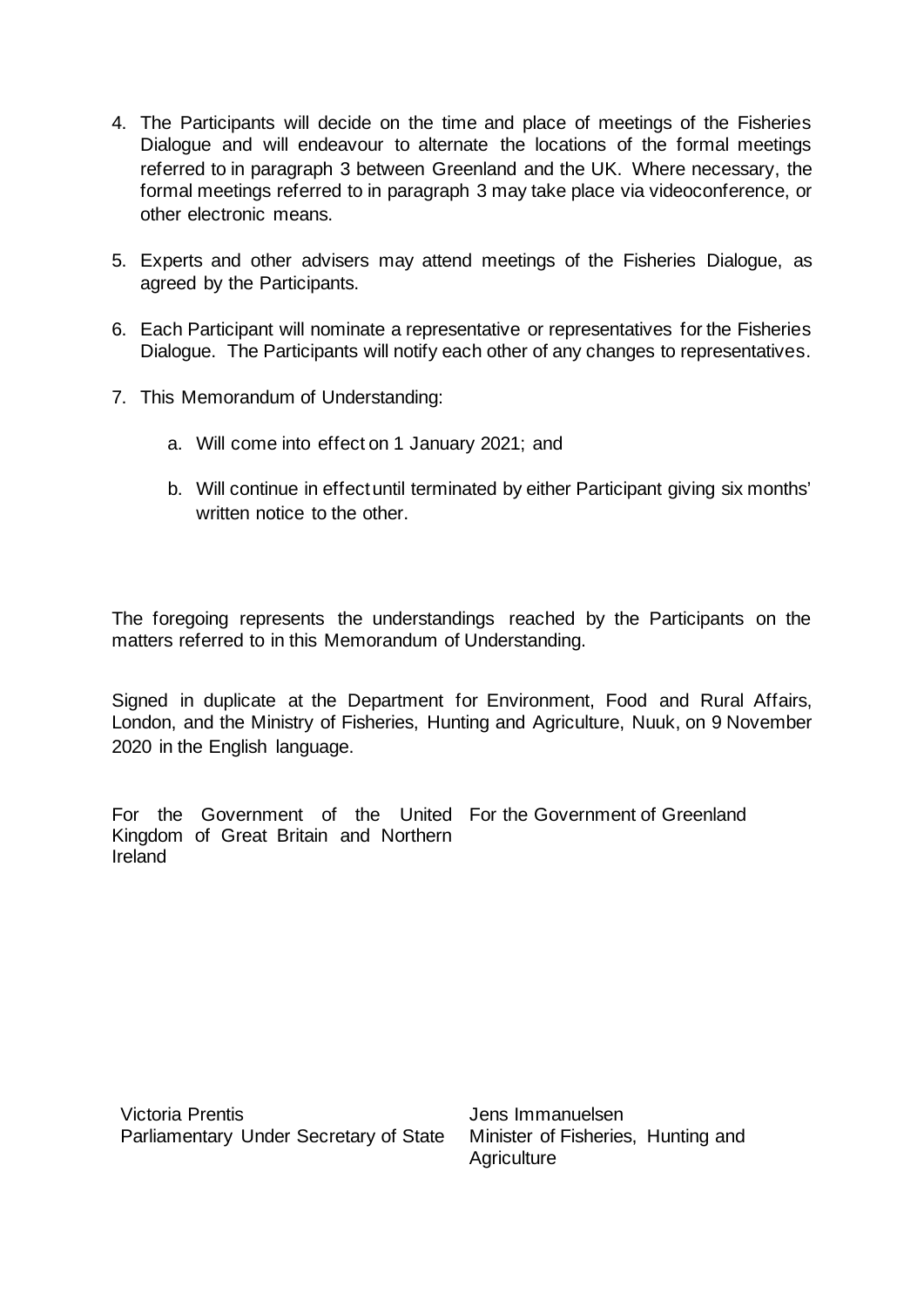4. The Participants will decide on the time and place of meetings of the Fisheries Dialogue and will endeavour to alternate the locations of the formal meetings referred to in paragraph 3 between Greenland and the UK. Where necessary, the formal meetings referred to in paragraph 3 may take place via videoconference, or other electronic means.

5. Experts and other advisers may attend meetings of the Fisheries Dialogue, as agreed by the Participants.

6. Each Participant will nominate a representative or representatives for the Fisheries Dialogue. The Participants will notify each other of any changes to representatives.

7. This Memorandum of Understanding:

    a. Will come into effect on 1 January 2021; and

    b. Will continue in effect until terminated by either Participant giving six months' written notice to the other.

The foregoing represents the understandings reached by the Participants on the matters referred to in this Memorandum of Understanding.

Signed in duplicate at the Department for Environment, Food and Rural Affairs, London, and the Ministry of Fisheries, Hunting and Agriculture, Nuuk, on 9 November 2020 in the English language.

| | |
|---|---|
| For the Government of the United Kingdom of Great Britain and Northern Ireland | For the Government of Greenland |
| Victoria Prentis<br>Parliamentary Under Secretary of State | Jens Immanuelsen<br>Minister of Fisheries, Hunting and Agriculture |